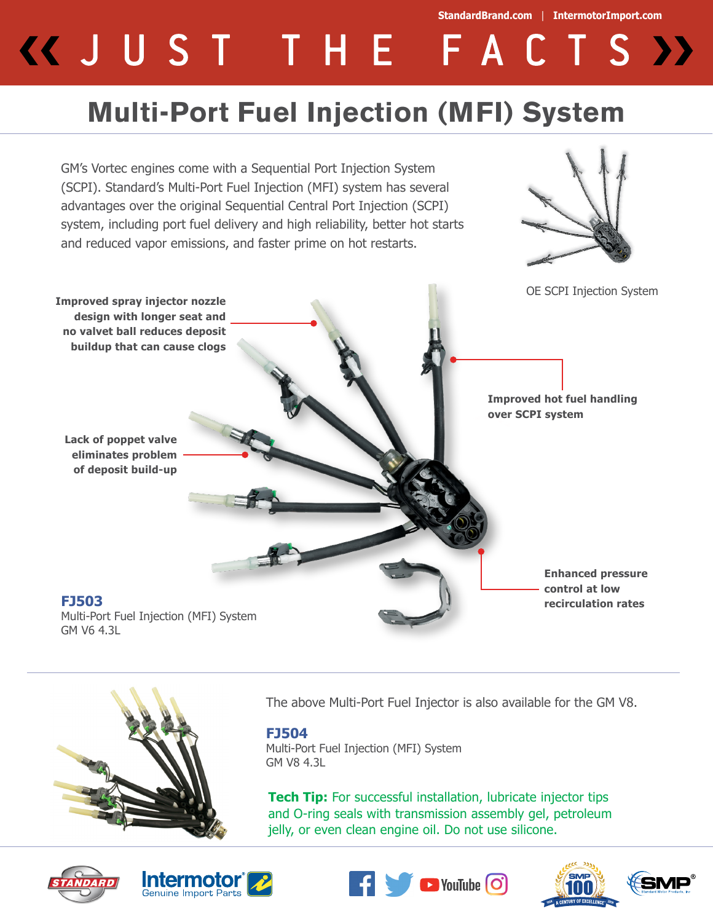StandardBrand.com | IntermotorImport.com

# « JUST THE FACTS »

## Multi-Port Fuel Injection (MFI) System

GM's Vortec engines come with a Sequential Port Injection System (SCPI). Standard's Multi-Port Fuel Injection (MFI) system has several advantages over the original Sequential Central Port Injection (SCPI) system, including port fuel delivery and high reliability, better hot starts and reduced vapor emissions, and faster prime on hot restarts.

OE SCPI Injection System

**Improved spray injector nozzle design with longer seat and no valvet ball reduces deposit buildup that can cause clogs**

**Improved hot fuel handling over SCPI system**

**Lack of poppet valve eliminates problem of deposit build-up**

**Enhanced pressure control at low recirculation rates**

**FJ503**
Multi-Port Fuel Injection (MFI) System
GM V6 4.3L

The above Multi-Port Fuel Injector is also available for the GM V8.

**FJ504**
Multi-Port Fuel Injection (MFI) System
GM V8 4.3L

**Tech Tip:** For successful installation, lubricate injector tips and O-ring seals with transmission assembly gel, petroleum jelly, or even clean engine oil. Do not use silicone.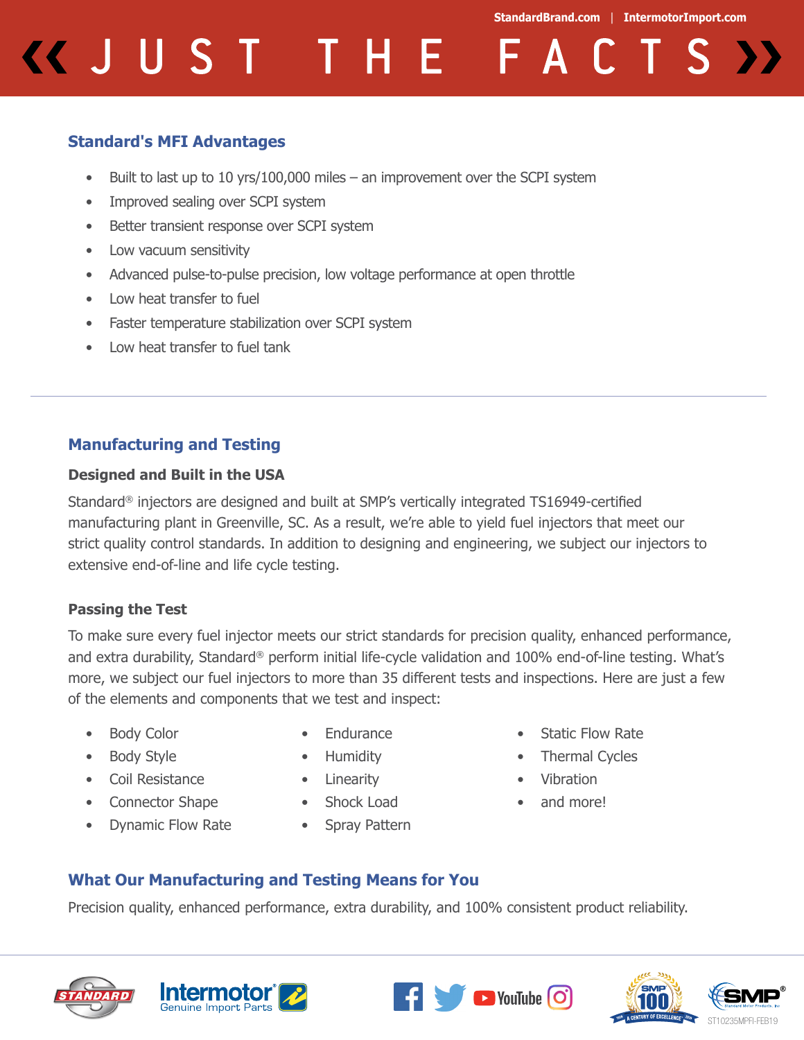StandardBrand.com | IntermotorImport.com

# « JUST THE FACTS »

## Standard's MFI Advantages

- Built to last up to 10 yrs/100,000 miles – an improvement over the SCPI system
- Improved sealing over SCPI system
- Better transient response over SCPI system
- Low vacuum sensitivity
- Advanced pulse-to-pulse precision, low voltage performance at open throttle
- Low heat transfer to fuel
- Faster temperature stabilization over SCPI system
- Low heat transfer to fuel tank

---

## Manufacturing and Testing

### Designed and Built in the USA

Standard® injectors are designed and built at SMP's vertically integrated TS16949-certified manufacturing plant in Greenville, SC. As a result, we're able to yield fuel injectors that meet our strict quality control standards. In addition to designing and engineering, we subject our injectors to extensive end-of-line and life cycle testing.

### Passing the Test

To make sure every fuel injector meets our strict standards for precision quality, enhanced performance, and extra durability, Standard® perform initial life-cycle validation and 100% end-of-line testing. What's more, we subject our fuel injectors to more than 35 different tests and inspections. Here are just a few of the elements and components that we test and inspect:

- Body Color
- Body Style
- Coil Resistance
- Connector Shape
- Dynamic Flow Rate
- Endurance
- Humidity
- Linearity
- Shock Load
- Spray Pattern
- Static Flow Rate
- Thermal Cycles
- Vibration
- and more!

## What Our Manufacturing and Testing Means for You

Precision quality, enhanced performance, extra durability, and 100% consistent product reliability.

ST10235MPFI-FEB19